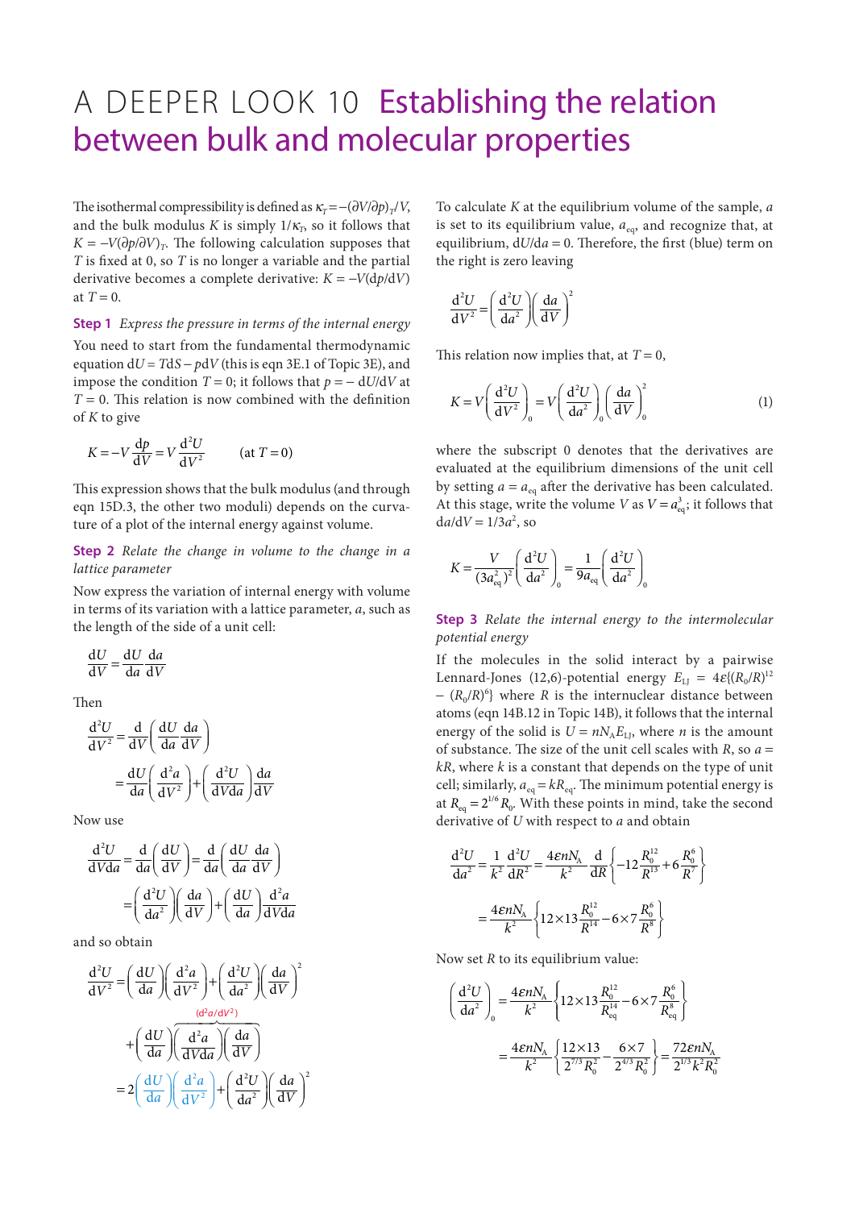# A DEEPER LOOK 10 Establishing the relation between bulk and molecular properties

The isothermal compressibility is defined as $\kappa_T = -(\partial V/\partial p)_T/V$, and the bulk modulus $K$ is simply $1/\kappa_T$, so it follows that $K = -V(\partial p/\partial V)_T$. The following calculation supposes that $T$ is fixed at 0, so $T$ is no longer a variable and the partial derivative becomes a complete derivative: $K = -V(\mathrm{d}p/\mathrm{d}V)$ at $T = 0$.

**Step 1** *Express the pressure in terms of the internal energy*

You need to start from the fundamental thermodynamic equation $\mathrm{d}U = T\mathrm{d}S - p\mathrm{d}V$ (this is eqn 3E.1 of Topic 3E), and impose the condition $T = 0$; it follows that $p = -\mathrm{d}U/\mathrm{d}V$ at $T = 0$. This relation is now combined with the definition of $K$ to give

$$K = -V\frac{\mathrm{d}p}{\mathrm{d}V} = V\frac{\mathrm{d}^2U}{\mathrm{d}V^2} \qquad (\text{at } T = 0)$$

This expression shows that the bulk modulus (and through eqn 15D.3, the other two moduli) depends on the curvature of a plot of the internal energy against volume.

**Step 2** *Relate the change in volume to the change in a lattice parameter*

Now express the variation of internal energy with volume in terms of its variation with a lattice parameter, $a$, such as the length of the side of a unit cell:

$$\frac{\mathrm{d}U}{\mathrm{d}V} = \frac{\mathrm{d}U}{\mathrm{d}a}\frac{\mathrm{d}a}{\mathrm{d}V}$$

Then

$$\frac{\mathrm{d}^2U}{\mathrm{d}V^2} = \frac{\mathrm{d}}{\mathrm{d}V}\left(\frac{\mathrm{d}U}{\mathrm{d}a}\frac{\mathrm{d}a}{\mathrm{d}V}\right)$$

$$= \frac{\mathrm{d}U}{\mathrm{d}a}\left(\frac{\mathrm{d}^2a}{\mathrm{d}V^2}\right) + \left(\frac{\mathrm{d}^2U}{\mathrm{d}V\mathrm{d}a}\right)\frac{\mathrm{d}a}{\mathrm{d}V}$$

Now use

$$\frac{\mathrm{d}^2U}{\mathrm{d}V\mathrm{d}a} = \frac{\mathrm{d}}{\mathrm{d}a}\left(\frac{\mathrm{d}U}{\mathrm{d}V}\right) = \frac{\mathrm{d}}{\mathrm{d}a}\left(\frac{\mathrm{d}U}{\mathrm{d}a}\frac{\mathrm{d}a}{\mathrm{d}V}\right)$$

$$= \left(\frac{\mathrm{d}^2U}{\mathrm{d}a^2}\right)\left(\frac{\mathrm{d}a}{\mathrm{d}V}\right) + \left(\frac{\mathrm{d}U}{\mathrm{d}a}\right)\frac{\mathrm{d}^2a}{\mathrm{d}V\mathrm{d}a}$$

and so obtain

$$\frac{\mathrm{d}^2U}{\mathrm{d}V^2} = \left(\frac{\mathrm{d}U}{\mathrm{d}a}\right)\left(\frac{\mathrm{d}^2a}{\mathrm{d}V^2}\right) + \left(\frac{\mathrm{d}^2U}{\mathrm{d}a^2}\right)\left(\frac{\mathrm{d}a}{\mathrm{d}V}\right)^2 + \left(\frac{\mathrm{d}U}{\mathrm{d}a}\right)\overbrace{\left(\frac{\mathrm{d}^2a}{\mathrm{d}V\mathrm{d}a}\right)\left(\frac{\mathrm{d}a}{\mathrm{d}V}\right)}^{(\mathrm{d}^2a/\mathrm{d}V^2)}$$

$$= 2\left(\frac{\mathrm{d}U}{\mathrm{d}a}\right)\left(\frac{\mathrm{d}^2a}{\mathrm{d}V^2}\right) + \left(\frac{\mathrm{d}^2U}{\mathrm{d}a^2}\right)\left(\frac{\mathrm{d}a}{\mathrm{d}V}\right)^2$$

To calculate $K$ at the equilibrium volume of the sample, $a$ is set to its equilibrium value, $a_{\mathrm{eq}}$, and recognize that, at equilibrium, $\mathrm{d}U/\mathrm{d}a = 0$. Therefore, the first (blue) term on the right is zero leaving

$$\frac{\mathrm{d}^2U}{\mathrm{d}V^2} = \left(\frac{\mathrm{d}^2U}{\mathrm{d}a^2}\right)\left(\frac{\mathrm{d}a}{\mathrm{d}V}\right)^2$$

This relation now implies that, at $T = 0$,

$$K = V\left(\frac{\mathrm{d}^2U}{\mathrm{d}V^2}\right)_0 = V\left(\frac{\mathrm{d}^2U}{\mathrm{d}a^2}\right)_0\left(\frac{\mathrm{d}a}{\mathrm{d}V}\right)_0^2 \qquad (1)$$

where the subscript 0 denotes that the derivatives are evaluated at the equilibrium dimensions of the unit cell by setting $a = a_{\mathrm{eq}}$ after the derivative has been calculated. At this stage, write the volume $V$ as $V = a_{\mathrm{eq}}^3$; it follows that $\mathrm{d}a/\mathrm{d}V = 1/3a^2$, so

$$K = \frac{V}{(3a_{\mathrm{eq}}^2)^2}\left(\frac{\mathrm{d}^2U}{\mathrm{d}a^2}\right)_0 = \frac{1}{9a_{\mathrm{eq}}}\left(\frac{\mathrm{d}^2U}{\mathrm{d}a^2}\right)_0$$

**Step 3** *Relate the internal energy to the intermolecular potential energy*

If the molecules in the solid interact by a pairwise Lennard-Jones (12,6)-potential energy $E_{\mathrm{LJ}} = 4\varepsilon\{(R_0/R)^{12} - (R_0/R)^6\}$ where $R$ is the internuclear distance between atoms (eqn 14B.12 in Topic 14B), it follows that the internal energy of the solid is $U = nN_{\mathrm{A}}E_{\mathrm{LJ}}$, where $n$ is the amount of substance. The size of the unit cell scales with $R$, so $a = kR$, where $k$ is a constant that depends on the type of unit cell; similarly, $a_{\mathrm{eq}} = kR_{\mathrm{eq}}$. The minimum potential energy is at $R_{\mathrm{eq}} = 2^{1/6}R_0$. With these points in mind, take the second derivative of $U$ with respect to $a$ and obtain

$$\frac{\mathrm{d}^2U}{\mathrm{d}a^2} = \frac{1}{k^2}\frac{\mathrm{d}^2U}{\mathrm{d}R^2} = \frac{4\varepsilon nN_{\mathrm{A}}}{k^2}\frac{\mathrm{d}}{\mathrm{d}R}\left\{-12\frac{R_0^{12}}{R^{13}} + 6\frac{R_0^6}{R^7}\right\}$$

$$= \frac{4\varepsilon nN_{\mathrm{A}}}{k^2}\left\{12\times 13\frac{R_0^{12}}{R^{14}} - 6\times 7\frac{R_0^6}{R^8}\right\}$$

Now set $R$ to its equilibrium value:

$$\left(\frac{\mathrm{d}^2U}{\mathrm{d}a^2}\right)_0 = \frac{4\varepsilon nN_{\mathrm{A}}}{k^2}\left\{12\times 13\frac{R_0^{12}}{R_{\mathrm{eq}}^{14}} - 6\times 7\frac{R_0^6}{R_{\mathrm{eq}}^8}\right\}$$

$$= \frac{4\varepsilon nN_{\mathrm{A}}}{k^2}\left\{\frac{12\times 13}{2^{7/3}R_0^2} - \frac{6\times 7}{2^{4/3}R_0^2}\right\} = \frac{72\varepsilon nN_{\mathrm{A}}}{2^{1/3}k^2R_0^2}$$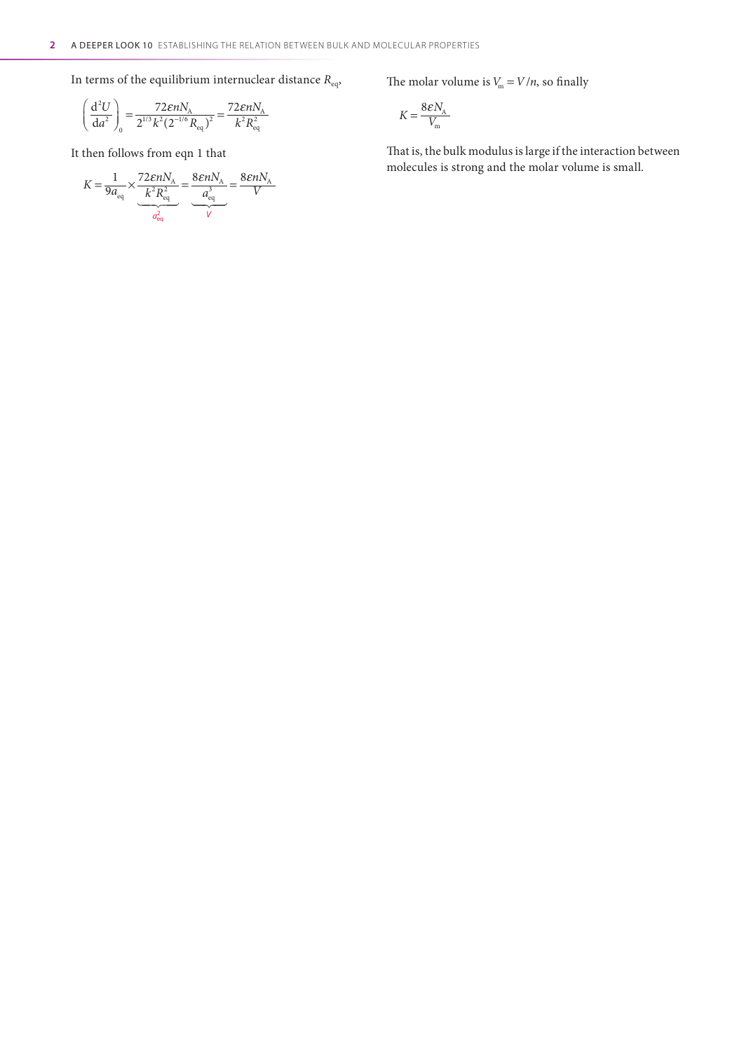In terms of the equilibrium internuclear distance $R_{eq}$,

$$\left(\frac{\mathrm{d}^2U}{\mathrm{d}a^2}\right)_0 = \frac{72\varepsilon nN_A}{2^{1/3}k^2(2^{-1/6}R_{eq})^2} = \frac{72\varepsilon nN_A}{k^2R_{eq}^2}$$

It then follows from eqn 1 that

$$K = \frac{1}{9a_{eq}} \times \underbrace{\frac{72\varepsilon nN_A}{k^2R_{eq}^2}}_{a_{eq}^2} = \underbrace{\frac{8\varepsilon nN_A}{a_{eq}^3}}_{V} = \frac{8\varepsilon nN_A}{V}$$

The molar volume is $V_m = V/n$, so finally

$$K = \frac{8\varepsilon N_A}{V_m}$$

That is, the bulk modulus is large if the interaction between molecules is strong and the molar volume is small.